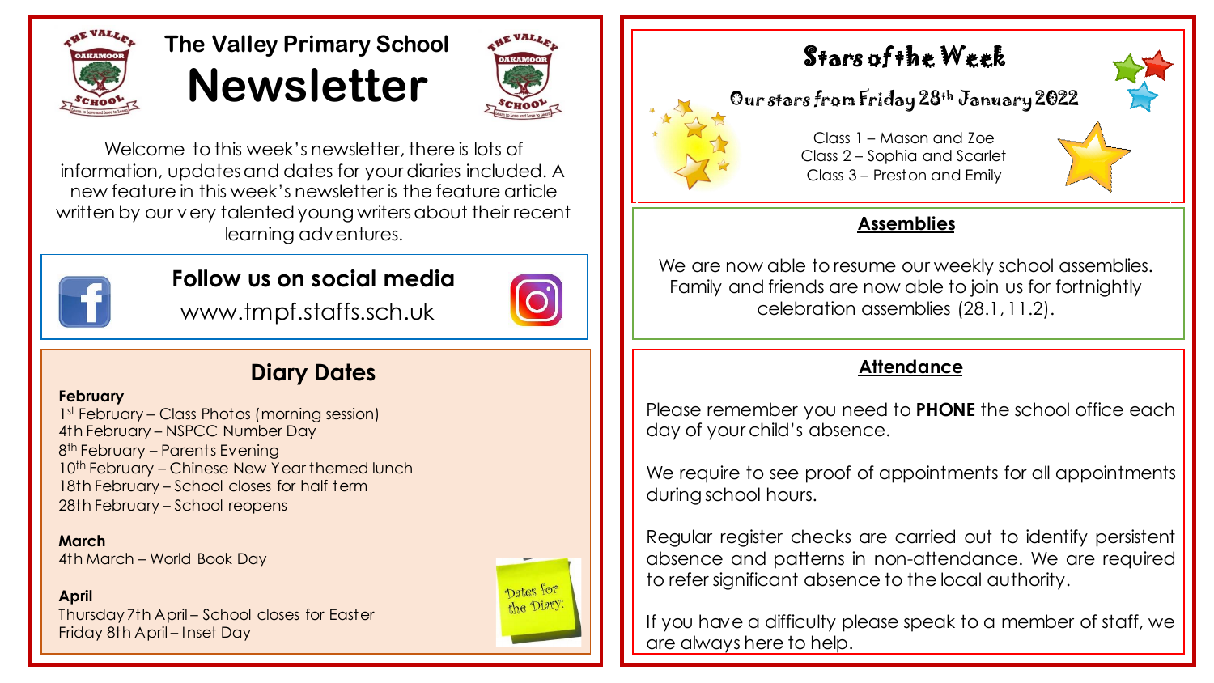# The Valley Primary School Newsletter

Welcome to this week's newsletter, there is lots of information, updates and dates for your diaries included. A new feature in this week's newsletter is the feature article written by our very talented young writers about their recent learning adventures.

## Follow us on social media

www.tmpf.staffs.sch.uk

## Diary Dates

**February**

1st February – Class Photos (morning session)
4th February – NSPCC Number Day
8th February – Parents Evening
10th February – Chinese New Year themed lunch
18th February – School closes for half term
28th February – School reopens

**March**

4th March – World Book Day

**April**

Thursday 7th April – School closes for Easter
Friday 8th April – Inset Day

Dates for the Diary:

## Stars of the Week

Our stars from Friday 28th January 2022

Class 1 – Mason and Zoe
Class 2 – Sophia and Scarlet
Class 3 – Preston and Emily

## Assemblies

We are now able to resume our weekly school assemblies. Family and friends are now able to join us for fortnightly celebration assemblies (28.1, 11.2).

## Attendance

Please remember you need to **PHONE** the school office each day of your child's absence.

We require to see proof of appointments for all appointments during school hours.

Regular register checks are carried out to identify persistent absence and patterns in non-attendance. We are required to refer significant absence to the local authority.

If you have a difficulty please speak to a member of staff, we are always here to help.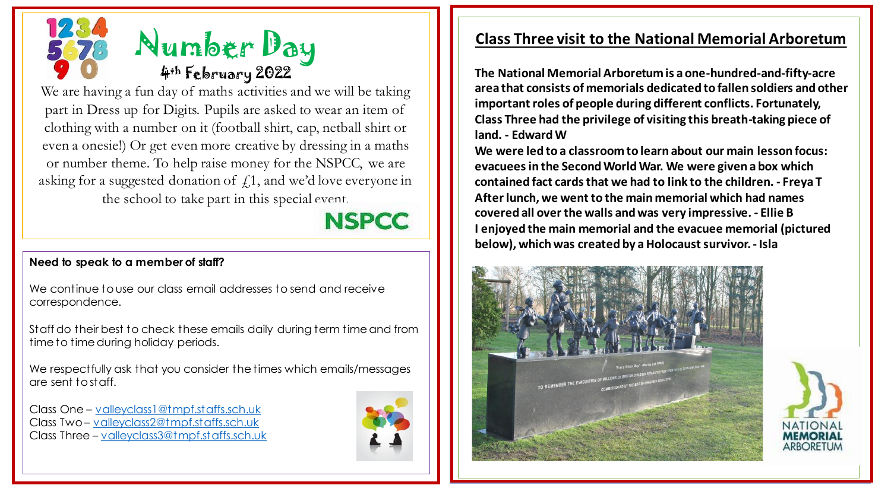# Number Day

4th February 2022

We are having a fun day of maths activities and we will be taking part in Dress up for Digits. Pupils are asked to wear an item of clothing with a number on it (football shirt, cap, netball shirt or even a onesie!) Or get even more creative by dressing in a maths or number theme. To help raise money for the NSPCC, we are asking for a suggested donation of £1, and we'd love everyone in the school to take part in this special event.

NSPCC

**Need to speak to a member of staff?**

We continue to use our class email addresses to send and receive correspondence.

Staff do their best to check these emails daily during term time and from time to time during holiday periods.

We respectfully ask that you consider the times which emails/messages are sent to staff.

Class One – valleyclass1@tmpf.staffs.sch.uk
Class Two – valleyclass2@tmpf.staffs.sch.uk
Class Three – valleyclass3@tmpf.staffs.sch.uk

## Class Three visit to the National Memorial Arboretum

**The National Memorial Arboretum is a one-hundred-and-fifty-acre area that consists of memorials dedicated to fallen soldiers and other important roles of people during different conflicts. Fortunately, Class Three had the privilege of visiting this breath-taking piece of land. - Edward W**

**We were led to a classroom to learn about our main lesson focus: evacuees in the Second World War. We were given a box which contained fact cards that we had to link to the children. - Freya T**

**After lunch, we went to the main memorial which had names covered all over the walls and was very impressive. - Ellie B**

**I enjoyed the main memorial and the evacuee memorial (pictured below), which was created by a Holocaust survivor. - Isla**

NATIONAL MEMORIAL ARBORETUM